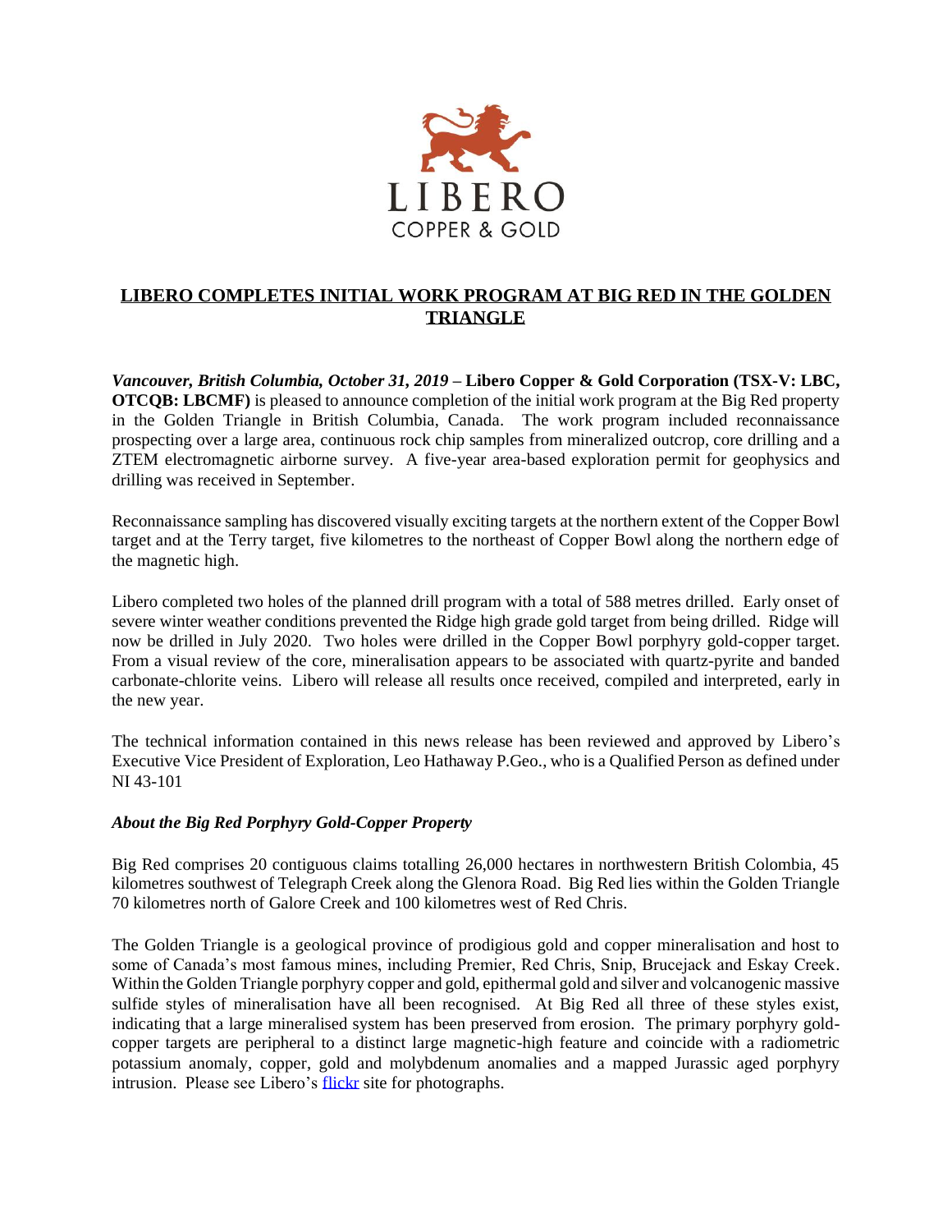LIBERO

COPPER & GOLD

# LIBERO COMPLETES INITIAL WORK PROGRAM AT BIG RED IN THE GOLDEN TRIANGLE

***Vancouver, British Columbia, October 31, 2019*** **– Libero Copper & Gold Corporation (TSX-V: LBC, OTCQB: LBCMF)** is pleased to announce completion of the initial work program at the Big Red property in the Golden Triangle in British Columbia, Canada. The work program included reconnaissance prospecting over a large area, continuous rock chip samples from mineralized outcrop, core drilling and a ZTEM electromagnetic airborne survey. A five-year area-based exploration permit for geophysics and drilling was received in September.

Reconnaissance sampling has discovered visually exciting targets at the northern extent of the Copper Bowl target and at the Terry target, five kilometres to the northeast of Copper Bowl along the northern edge of the magnetic high.

Libero completed two holes of the planned drill program with a total of 588 metres drilled. Early onset of severe winter weather conditions prevented the Ridge high grade gold target from being drilled. Ridge will now be drilled in July 2020. Two holes were drilled in the Copper Bowl porphyry gold-copper target. From a visual review of the core, mineralisation appears to be associated with quartz-pyrite and banded carbonate-chlorite veins. Libero will release all results once received, compiled and interpreted, early in the new year.

The technical information contained in this news release has been reviewed and approved by Libero's Executive Vice President of Exploration, Leo Hathaway P.Geo., who is a Qualified Person as defined under NI 43-101

### *About the Big Red Porphyry Gold-Copper Property*

Big Red comprises 20 contiguous claims totalling 26,000 hectares in northwestern British Colombia, 45 kilometres southwest of Telegraph Creek along the Glenora Road. Big Red lies within the Golden Triangle 70 kilometres north of Galore Creek and 100 kilometres west of Red Chris.

The Golden Triangle is a geological province of prodigious gold and copper mineralisation and host to some of Canada's most famous mines, including Premier, Red Chris, Snip, Brucejack and Eskay Creek. Within the Golden Triangle porphyry copper and gold, epithermal gold and silver and volcanogenic massive sulfide styles of mineralisation have all been recognised. At Big Red all three of these styles exist, indicating that a large mineralised system has been preserved from erosion. The primary porphyry gold-copper targets are peripheral to a distinct large magnetic-high feature and coincide with a radiometric potassium anomaly, copper, gold and molybdenum anomalies and a mapped Jurassic aged porphyry intrusion. Please see Libero's flickr site for photographs.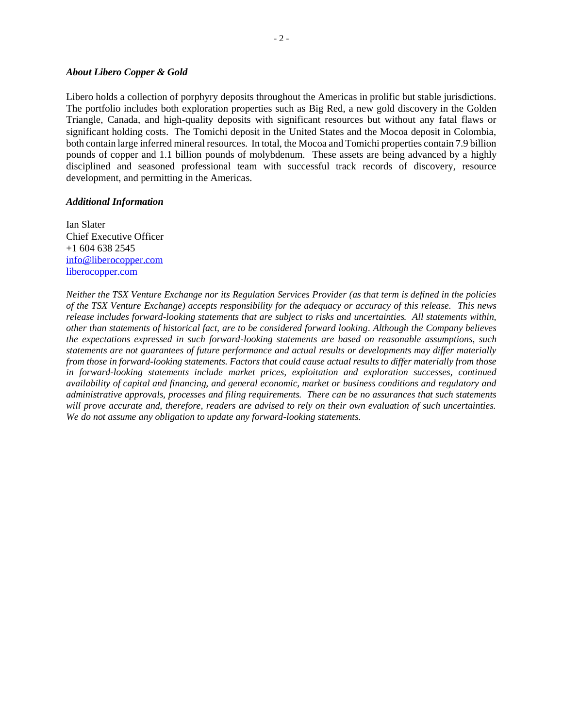### *About Libero Copper & Gold*

Libero holds a collection of porphyry deposits throughout the Americas in prolific but stable jurisdictions. The portfolio includes both exploration properties such as Big Red, a new gold discovery in the Golden Triangle, Canada, and high-quality deposits with significant resources but without any fatal flaws or significant holding costs. The Tomichi deposit in the United States and the Mocoa deposit in Colombia, both contain large inferred mineral resources. In total, the Mocoa and Tomichi properties contain 7.9 billion pounds of copper and 1.1 billion pounds of molybdenum. These assets are being advanced by a highly disciplined and seasoned professional team with successful track records of discovery, resource development, and permitting in the Americas.

### *Additional Information*

Ian Slater
Chief Executive Officer
+1 604 638 2545
info@liberocopper.com
liberocopper.com

*Neither the TSX Venture Exchange nor its Regulation Services Provider (as that term is defined in the policies of the TSX Venture Exchange) accepts responsibility for the adequacy or accuracy of this release. This news release includes forward-looking statements that are subject to risks and uncertainties. All statements within, other than statements of historical fact, are to be considered forward looking. Although the Company believes the expectations expressed in such forward-looking statements are based on reasonable assumptions, such statements are not guarantees of future performance and actual results or developments may differ materially from those in forward-looking statements. Factors that could cause actual results to differ materially from those in forward-looking statements include market prices, exploitation and exploration successes, continued availability of capital and financing, and general economic, market or business conditions and regulatory and administrative approvals, processes and filing requirements. There can be no assurances that such statements will prove accurate and, therefore, readers are advised to rely on their own evaluation of such uncertainties. We do not assume any obligation to update any forward-looking statements.*